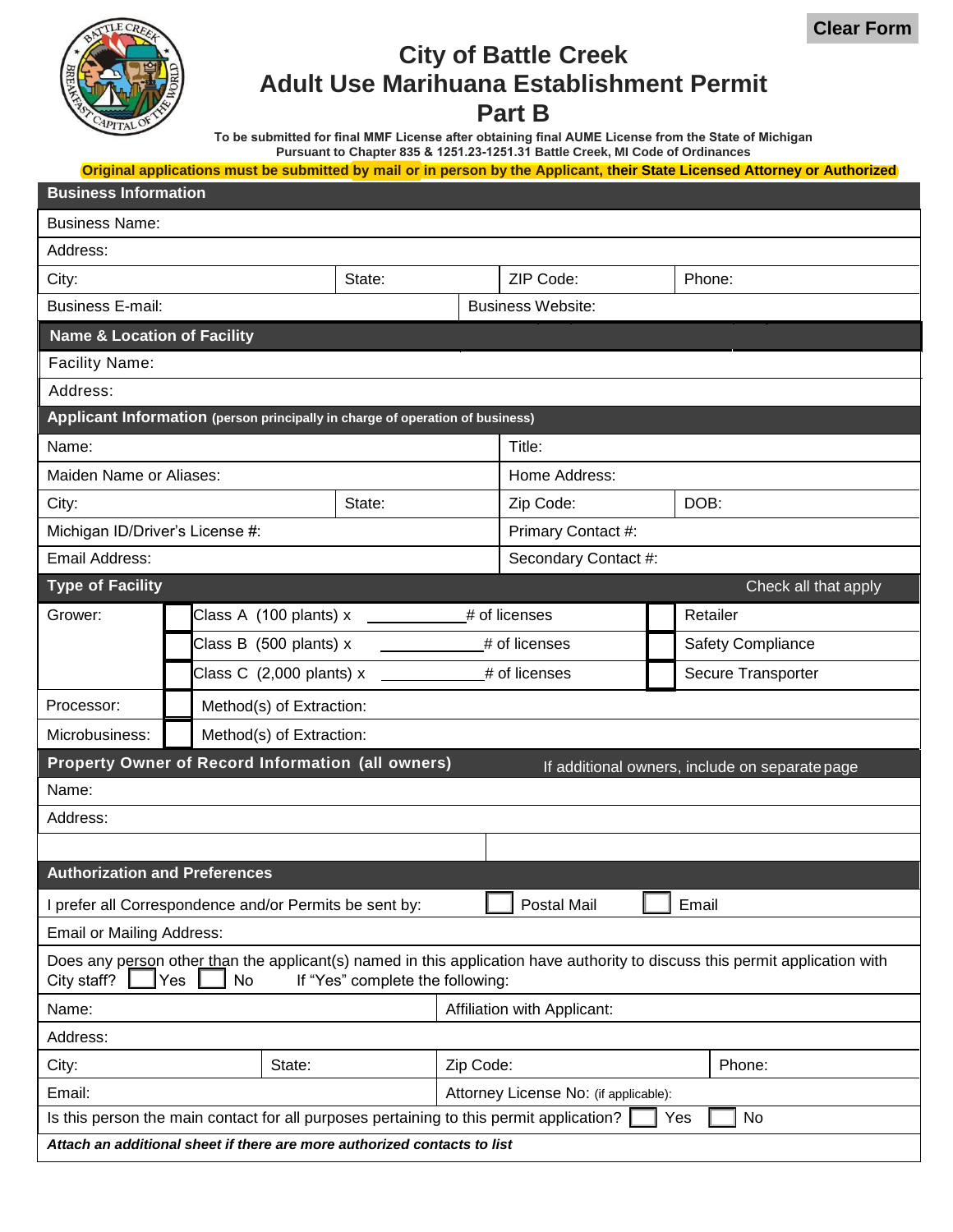Clear Form

# City of Battle Creek
# Adult Use Marihuana Establishment Permit
# Part B

**To be submitted for final MMF License after obtaining final AUME License from the State of Michigan**
**Pursuant to Chapter 835 & 1251.23-1251.31 Battle Creek, MI Code of Ordinances**

**Original applications must be submitted by mail or in person by the Applicant, their State Licensed Attorney or Authorized**

## Business Information

| | | | |
|---|---|---|---|
| Business Name: | | | |
| Address: | | | |
| City: | State: | ZIP Code: | Phone: |
| Business E-mail: | | Business Website: | |

## Name & Location of Facility

| |
|---|
| Facility Name: |
| Address: |

## Applicant Information (person principally in charge of operation of business)

| | | | |
|---|---|---|---|
| Name: | | Title: | |
| Maiden Name or Aliases: | | Home Address: | |
| City: | State: | Zip Code: | DOB: |
| Michigan ID/Driver's License #: | | Primary Contact #: | |
| Email Address: | | Secondary Contact #: | |

## Type of Facility

Check all that apply

| | | |
|---|---|---|
| Grower: | ☐ Class A (100 plants) x ________ # of licenses | ☐ Retailer |
| | ☐ Class B (500 plants) x ________ # of licenses | ☐ Safety Compliance |
| | ☐ Class C (2,000 plants) x ________ # of licenses | ☐ Secure Transporter |
| Processor: | ☐ Method(s) of Extraction: | |
| Microbusiness: | ☐ Method(s) of Extraction: | |

## Property Owner of Record Information (all owners)

If additional owners, include on separate page

| | |
|---|---|
| Name: | |
| Address: | |
| | |

## Authorization and Preferences

I prefer all Correspondence and/or Permits be sent by: ☐ Postal Mail ☐ Email

Email or Mailing Address:

Does any person other than the applicant(s) named in this application have authority to discuss this permit application with City staff? ☐ Yes ☐ No If "Yes" complete the following:

| | | | |
|---|---|---|---|
| Name: | | Affiliation with Applicant: | |
| Address: | | | |
| City: | State: | Zip Code: | Phone: |
| Email: | | Attorney License No: (if applicable): | |

Is this person the main contact for all purposes pertaining to this permit application? ☐ Yes ☐ No

***Attach an additional sheet if there are more authorized contacts to list***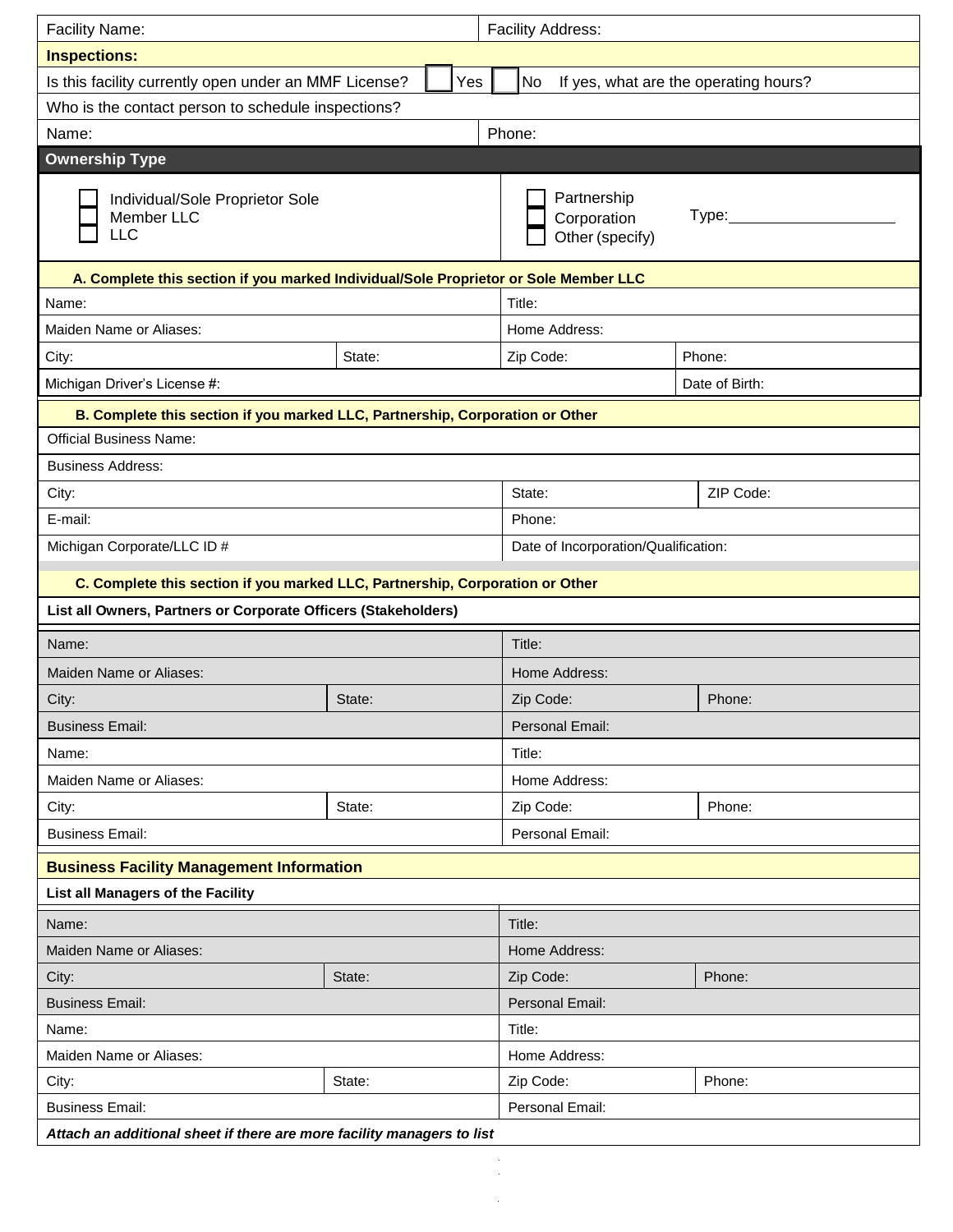| Facility Name: | Facility Address: |
|---|---|
| **Inspections:** | |
| Is this facility currently open under an MMF License? ☐ Yes ☐ No If yes, what are the operating hours? | |
| Who is the contact person to schedule inspections? | |
| Name: | Phone: |

## Ownership Type

☐ Individual/Sole Proprietor Sole Member LLC
☐ LLC

☐ Partnership
☐ Corporation
☐ Other (specify) Type:___________________

**A. Complete this section if you marked Individual/Sole Proprietor or Sole Member LLC**

| Name: | | Title: | |
|---|---|---|---|
| Maiden Name or Aliases: | | Home Address: | |
| City: | State: | Zip Code: | Phone: |
| Michigan Driver's License #: | | | Date of Birth: |

**B. Complete this section if you marked LLC, Partnership, Corporation or Other**

| Official Business Name: | | |
|---|---|---|
| Business Address: | | |
| City: | State: | ZIP Code: |
| E-mail: | Phone: | |
| Michigan Corporate/LLC ID # | Date of Incorporation/Qualification: | |

**C. Complete this section if you marked LLC, Partnership, Corporation or Other**

**List all Owners, Partners or Corporate Officers (Stakeholders)**

| Name: | | Title: | |
|---|---|---|---|
| Maiden Name or Aliases: | | Home Address: | |
| City: | State: | Zip Code: | Phone: |
| Business Email: | | Personal Email: | |
| Name: | | Title: | |
| Maiden Name or Aliases: | | Home Address: | |
| City: | State: | Zip Code: | Phone: |
| Business Email: | | Personal Email: | |

## Business Facility Management Information

**List all Managers of the Facility**

| Name: | | Title: | |
|---|---|---|---|
| Maiden Name or Aliases: | | Home Address: | |
| City: | State: | Zip Code: | Phone: |
| Business Email: | | Personal Email: | |
| Name: | | Title: | |
| Maiden Name or Aliases: | | Home Address: | |
| City: | State: | Zip Code: | Phone: |
| Business Email: | | Personal Email: | |

***Attach an additional sheet if there are more facility managers to list***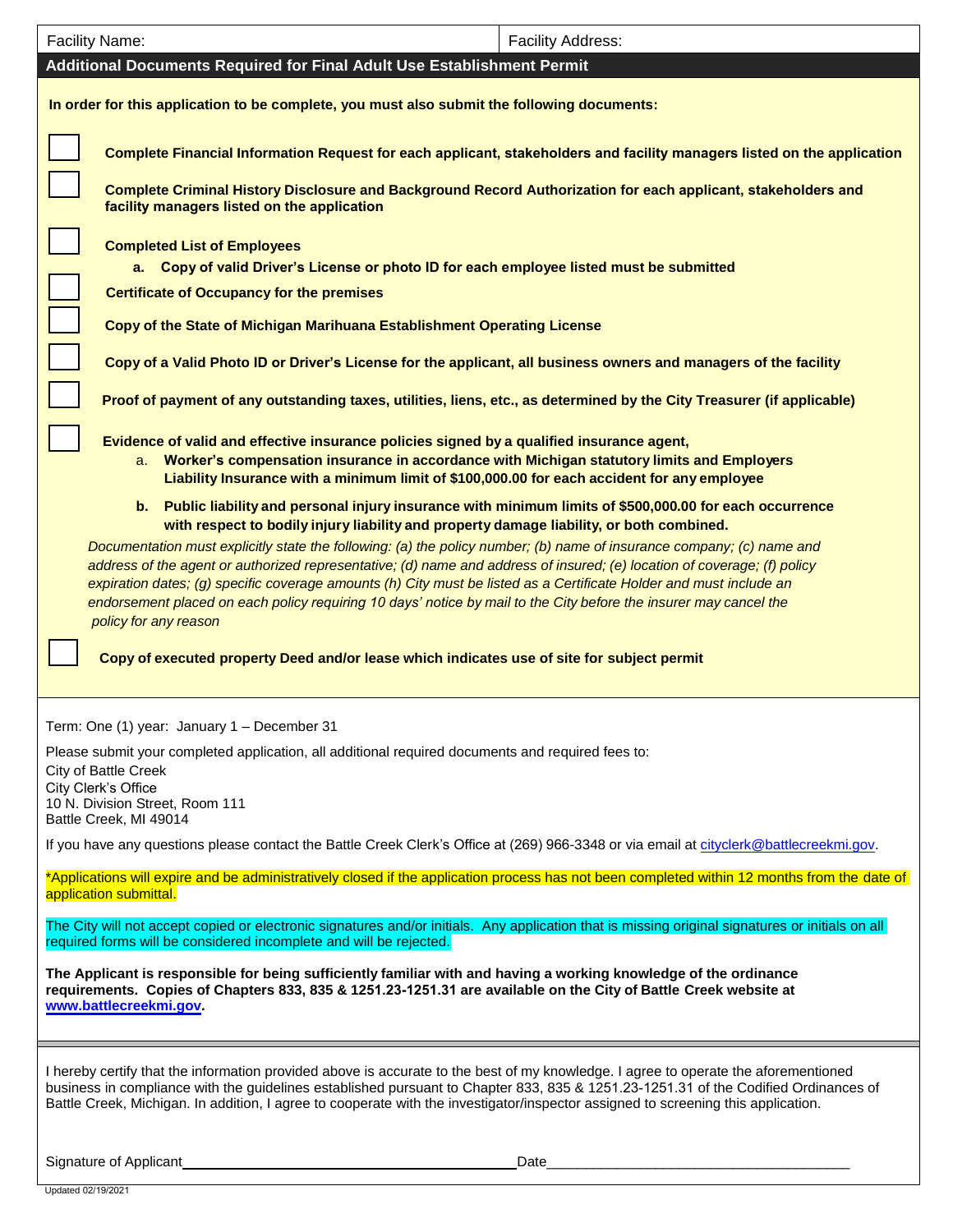| Facility Name: | Facility Address: |
|---|---|

## Additional Documents Required for Final Adult Use Establishment Permit

**In order for this application to be complete, you must also submit the following documents:**

- ☐ **Complete Financial Information Request for each applicant, stakeholders and facility managers listed on the application**
- ☐ **Complete Criminal History Disclosure and Background Record Authorization for each applicant, stakeholders and facility managers listed on the application**
- ☐ **Completed List of Employees**
  - **a. Copy of valid Driver's License or photo ID for each employee listed must be submitted**
- ☐ **Certificate of Occupancy for the premises**
- ☐ **Copy of the State of Michigan Marihuana Establishment Operating License**
- ☐ **Copy of a Valid Photo ID or Driver's License for the applicant, all business owners and managers of the facility**
- ☐ **Proof of payment of any outstanding taxes, utilities, liens, etc., as determined by the City Treasurer (if applicable)**
- ☐ **Evidence of valid and effective insurance policies signed by a qualified insurance agent,**
  - a. **Worker's compensation insurance in accordance with Michigan statutory limits and Employers Liability Insurance with a minimum limit of $100,000.00 for each accident for any employee**
  - **b. Public liability and personal injury insurance with minimum limits of $500,000.00 for each occurrence with respect to bodily injury liability and property damage liability, or both combined.**

  *Documentation must explicitly state the following: (a) the policy number; (b) name of insurance company; (c) name and address of the agent or authorized representative; (d) name and address of insured; (e) location of coverage; (f) policy expiration dates; (g) specific coverage amounts (h) City must be listed as a Certificate Holder and must include an endorsement placed on each policy requiring 10 days' notice by mail to the City before the insurer may cancel the policy for any reason*
- ☐ **Copy of executed property Deed and/or lease which indicates use of site for subject permit**

Term: One (1) year: January 1 – December 31

Please submit your completed application, all additional required documents and required fees to:
City of Battle Creek
City Clerk's Office
10 N. Division Street, Room 111
Battle Creek, MI 49014

If you have any questions please contact the Battle Creek Clerk's Office at (269) 966-3348 or via email at cityclerk@battlecreekmi.gov.

*Applications will expire and be administratively closed if the application process has not been completed within 12 months from the date of application submittal.

The City will not accept copied or electronic signatures and/or initials. Any application that is missing original signatures or initials on all required forms will be considered incomplete and will be rejected.

**The Applicant is responsible for being sufficiently familiar with and having a working knowledge of the ordinance requirements. Copies of Chapters 833, 835 & 1251.23-1251.31 are available on the City of Battle Creek website at www.battlecreekmi.gov.**

---

I hereby certify that the information provided above is accurate to the best of my knowledge. I agree to operate the aforementioned business in compliance with the guidelines established pursuant to Chapter 833, 835 & 1251.23-1251.31 of the Codified Ordinances of Battle Creek, Michigan. In addition, I agree to cooperate with the investigator/inspector assigned to screening this application.

Signature of Applicant\_\_\_\_\_\_\_\_\_\_\_\_\_\_\_\_\_\_\_\_\_\_\_\_\_\_\_\_\_\_\_\_\_\_\_\_ Date\_\_\_\_\_\_\_\_\_\_\_\_\_\_\_\_\_\_\_\_\_\_\_\_\_\_\_\_\_\_\_\_\_\_\_\_

Updated 02/19/2021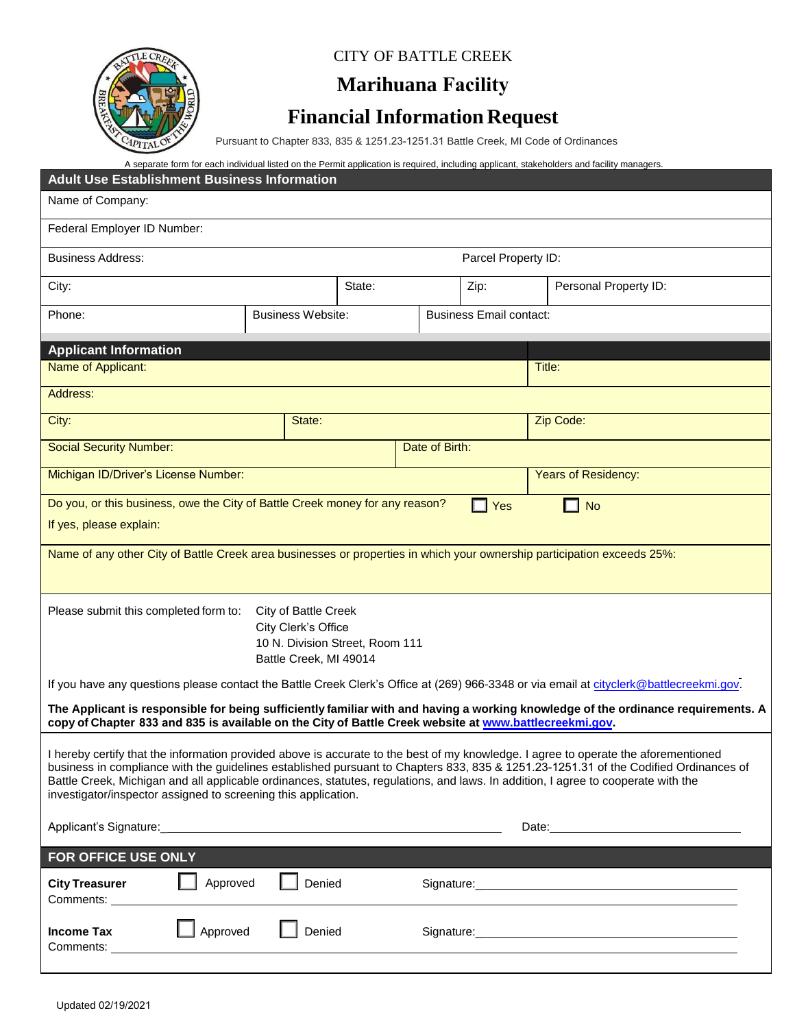CITY OF BATTLE CREEK

# Marihuana Facility

# Financial Information Request

Pursuant to Chapter 833, 835 & 1251.23-1251.31 Battle Creek, MI Code of Ordinances

A separate form for each individual listed on the Permit application is required, including applicant, stakeholders and facility managers.

## Adult Use Establishment Business Information

| | | | |
|---|---|---|---|
| Name of Company: | | | |
| Federal Employer ID Number: | | | |
| Business Address: | | Parcel Property ID: | |
| City: | State: | Zip: | Personal Property ID: |
| Phone: | Business Website: | Business Email contact: | |

## Applicant Information

| | | |
|---|---|---|
| Name of Applicant: | | Title: |
| Address: | | |
| City: | State: | Zip Code: |
| Social Security Number: | Date of Birth: | |
| Michigan ID/Driver's License Number: | | Years of Residency: |

Do you, or this business, owe the City of Battle Creek money for any reason? ☐ Yes ☐ No

If yes, please explain:

Name of any other City of Battle Creek area businesses or properties in which your ownership participation exceeds 25%:

Please submit this completed form to: City of Battle Creek
City Clerk's Office
10 N. Division Street, Room 111
Battle Creek, MI 49014

If you have any questions please contact the Battle Creek Clerk's Office at (269) 966-3348 or via email at cityclerk@battlecreekmi.gov.

**The Applicant is responsible for being sufficiently familiar with and having a working knowledge of the ordinance requirements. A copy of Chapter 833 and 835 is available on the City of Battle Creek website at www.battlecreekmi.gov.**

I hereby certify that the information provided above is accurate to the best of my knowledge. I agree to operate the aforementioned business in compliance with the guidelines established pursuant to Chapters 833, 835 & 1251.23-1251.31 of the Codified Ordinances of Battle Creek, Michigan and all applicable ordinances, statutes, regulations, and laws. In addition, I agree to cooperate with the investigator/inspector assigned to screening this application.

Applicant's Signature:\_\_\_\_\_\_\_\_\_\_\_\_\_\_\_\_\_\_\_\_\_\_\_\_\_\_\_\_\_\_\_\_\_\_\_\_ Date:\_\_\_\_\_\_\_\_\_\_\_\_\_\_\_\_\_\_\_\_

## FOR OFFICE USE ONLY

**City Treasurer** ☐ Approved ☐ Denied Signature:\_\_\_\_\_\_\_\_\_\_\_\_\_\_\_\_\_\_\_\_\_\_\_\_\_\_\_\_

Comments: \_\_\_\_\_\_\_\_\_\_\_\_\_\_\_\_\_\_\_\_\_\_\_\_\_\_\_\_\_\_\_\_\_\_\_\_\_\_\_\_\_\_\_\_\_\_\_\_\_\_\_\_

**Income Tax** ☐ Approved ☐ Denied Signature:\_\_\_\_\_\_\_\_\_\_\_\_\_\_\_\_\_\_\_\_\_\_\_\_\_\_\_\_

Comments: \_\_\_\_\_\_\_\_\_\_\_\_\_\_\_\_\_\_\_\_\_\_\_\_\_\_\_\_\_\_\_\_\_\_\_\_\_\_\_\_\_\_\_\_\_\_\_\_\_\_\_\_

Updated 02/19/2021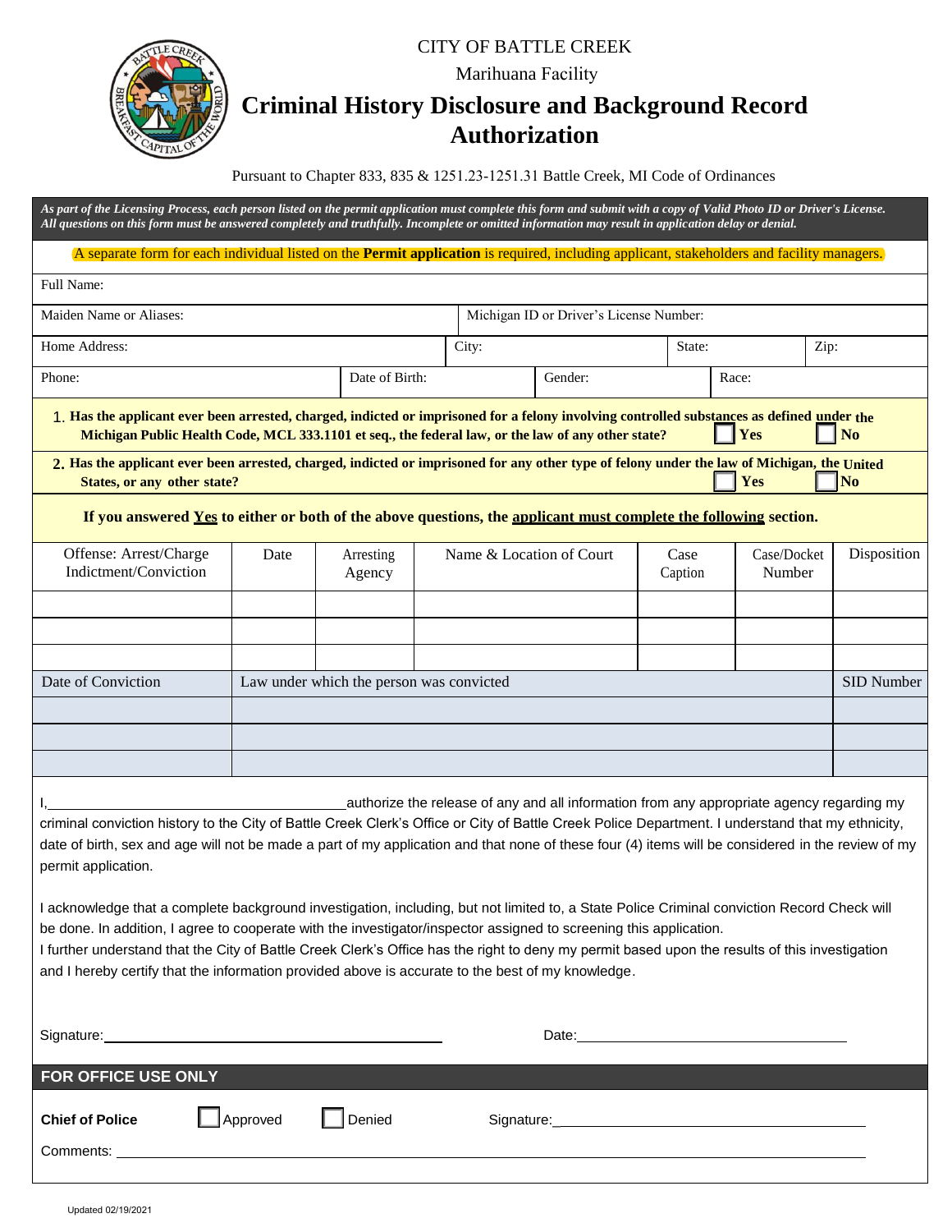CITY OF BATTLE CREEK

Marihuana Facility

# Criminal History Disclosure and Background Record Authorization

Pursuant to Chapter 833, 835 & 1251.23-1251.31 Battle Creek, MI Code of Ordinances

***As part of the Licensing Process, each person listed on the permit application must complete this form and submit with a copy of Valid Photo ID or Driver's License. All questions on this form must be answered completely and truthfully. Incomplete or omitted information may result in application delay or denial.***

A separate form for each individual listed on the **Permit application** is required, including applicant, stakeholders and facility managers.

Full Name:

| Maiden Name or Aliases: | Michigan ID or Driver's License Number: |
|---|---|

| Home Address: | City: | State: | Zip: |
|---|---|---|---|

| Phone: | Date of Birth: | Gender: | Race: |
|---|---|---|---|

1. **Has the applicant ever been arrested, charged, indicted or imprisoned for a felony involving controlled substances as defined under the Michigan Public Health Code, MCL 333.1101 et seq., the federal law, or the law of any other state?** ☐ **Yes** ☐ **No**

2. **Has the applicant ever been arrested, charged, indicted or imprisoned for any other type of felony under the law of Michigan, the United States, or any other state?** ☐ **Yes** ☐ **No**

**If you answered Yes to either or both of the above questions, the applicant must complete the following section.**

| Offense: Arrest/Charge Indictment/Conviction | Date | Arresting Agency | Name & Location of Court | Case Caption | Case/Docket Number | Disposition |
|---|---|---|---|---|---|---|
| | | | | | | |
| | | | | | | |
| | | | | | | |

| Date of Conviction | Law under which the person was convicted | SID Number |
|---|---|---|
| | | |
| | | |
| | | |

I,\_\_\_\_\_\_\_\_\_\_\_\_\_\_\_\_\_\_\_\_\_\_\_\_\_\_\_\_\_\_\_\_authorize the release of any and all information from any appropriate agency regarding my criminal conviction history to the City of Battle Creek Clerk's Office or City of Battle Creek Police Department. I understand that my ethnicity, date of birth, sex and age will not be made a part of my application and that none of these four (4) items will be considered in the review of my permit application.

I acknowledge that a complete background investigation, including, but not limited to, a State Police Criminal conviction Record Check will be done. In addition, I agree to cooperate with the investigator/inspector assigned to screening this application.

I further understand that the City of Battle Creek Clerk's Office has the right to deny my permit based upon the results of this investigation and I hereby certify that the information provided above is accurate to the best of my knowledge.

Signature:\_\_\_\_\_\_\_\_\_\_\_\_\_\_\_\_\_\_\_\_\_\_\_\_\_\_\_\_\_\_\_\_ Date:\_\_\_\_\_\_\_\_\_\_\_\_\_\_\_\_\_\_\_\_\_\_\_\_\_\_

## FOR OFFICE USE ONLY

**Chief of Police** ☐ Approved ☐ Denied Signature:\_\_\_\_\_\_\_\_\_\_\_\_\_\_\_\_\_\_\_\_\_\_\_\_\_\_\_\_\_\_\_\_

Comments: \_\_\_\_\_\_\_\_\_\_\_\_\_\_\_\_\_\_\_\_\_\_\_\_\_\_\_\_\_\_\_\_\_\_\_\_\_\_\_\_\_\_\_\_\_\_\_\_\_\_\_\_\_\_\_\_\_\_\_\_\_\_\_\_

Updated 02/19/2021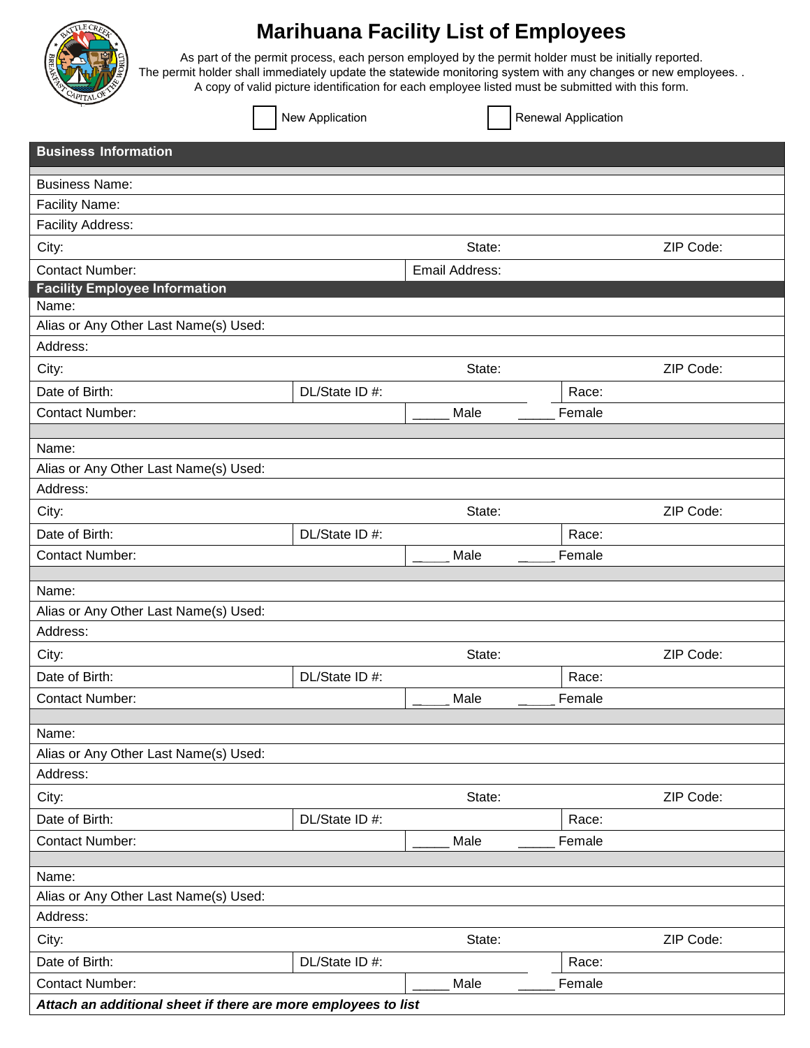# Marihuana Facility List of Employees

As part of the permit process, each person employed by the permit holder must be initially reported.
The permit holder shall immediately update the statewide monitoring system with any changes or new employees. .
A copy of valid picture identification for each employee listed must be submitted with this form.

☐ New Application ☐ Renewal Application

## Business Information

Business Name:

Facility Name:

Facility Address:

City: State: ZIP Code:

Contact Number: Email Address:

## Facility Employee Information

Name:

Alias or Any Other Last Name(s) Used:

Address:

City: State: ZIP Code:

Date of Birth: DL/State ID #: Race:

Contact Number: _____ Male _____ Female

Name:

Alias or Any Other Last Name(s) Used:

Address:

City: State: ZIP Code:

Date of Birth: DL/State ID #: Race:

Contact Number: _____ Male _____ Female

Name:

Alias or Any Other Last Name(s) Used:

Address:

City: State: ZIP Code:

Date of Birth: DL/State ID #: Race:

Contact Number: _____ Male _____ Female

Name:

Alias or Any Other Last Name(s) Used:

Address:

City: State: ZIP Code:

Date of Birth: DL/State ID #: Race:

Contact Number: _____ Male _____ Female

Name:

Alias or Any Other Last Name(s) Used:

Address:

City: State: ZIP Code:

Date of Birth: DL/State ID #: Race:

Contact Number: _____ Male _____ Female

***Attach an additional sheet if there are more employees to list***